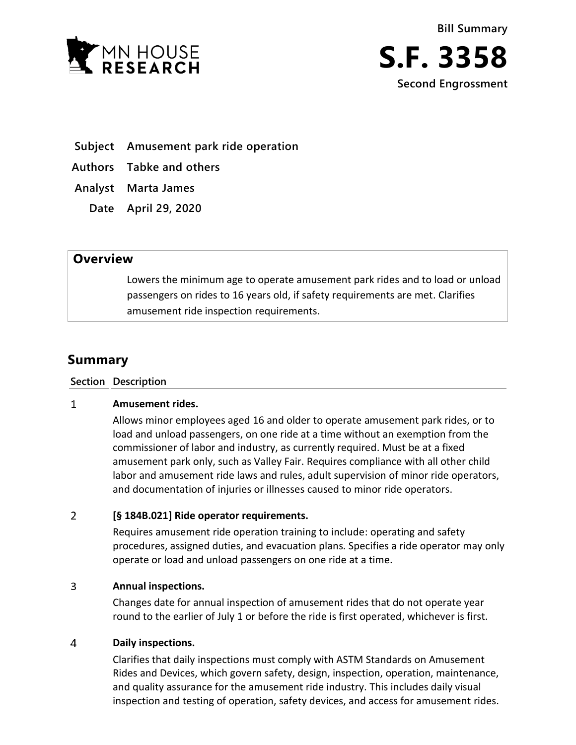MN HOUSE RESEARCH

Bill Summary

# S.F. 3358

**Second Engrossment**

| | |
|---|---|
| **Subject** | **Amusement park ride operation** |
| **Authors** | **Tabke and others** |
| **Analyst** | **Marta James** |
| **Date** | **April 29, 2020** |

## Overview

Lowers the minimum age to operate amusement park rides and to load or unload passengers on rides to 16 years old, if safety requirements are met. Clarifies amusement ride inspection requirements.

## Summary

| Section | Description |
|---|---|
| 1 | **Amusement rides.**<br>Allows minor employees aged 16 and older to operate amusement park rides, or to load and unload passengers, on one ride at a time without an exemption from the commissioner of labor and industry, as currently required. Must be at a fixed amusement park only, such as Valley Fair. Requires compliance with all other child labor and amusement ride laws and rules, adult supervision of minor ride operators, and documentation of injuries or illnesses caused to minor ride operators. |
| 2 | **[§ 184B.021] Ride operator requirements.**<br>Requires amusement ride operation training to include: operating and safety procedures, assigned duties, and evacuation plans. Specifies a ride operator may only operate or load and unload passengers on one ride at a time. |
| 3 | **Annual inspections.**<br>Changes date for annual inspection of amusement rides that do not operate year round to the earlier of July 1 or before the ride is first operated, whichever is first. |
| 4 | **Daily inspections.**<br>Clarifies that daily inspections must comply with ASTM Standards on Amusement Rides and Devices, which govern safety, design, inspection, operation, maintenance, and quality assurance for the amusement ride industry. This includes daily visual inspection and testing of operation, safety devices, and access for amusement rides. |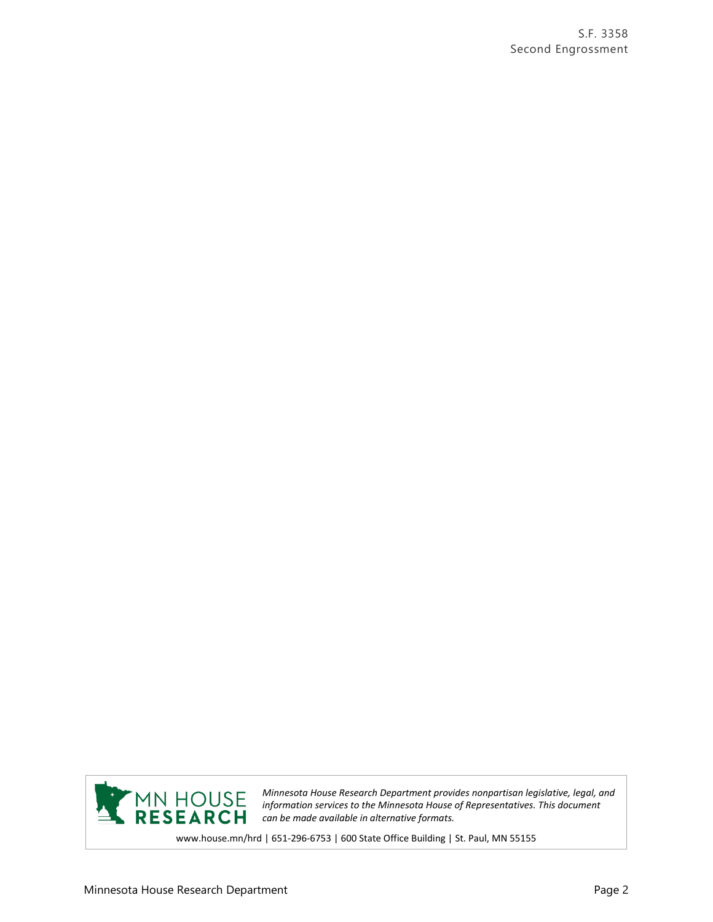Minnesota House Research Department provides nonpartisan legislative, legal, and information services to the Minnesota House of Representatives. This document can be made available in alternative formats.

www.house.mn/hrd | 651-296-6753 | 600 State Office Building | St. Paul, MN 55155